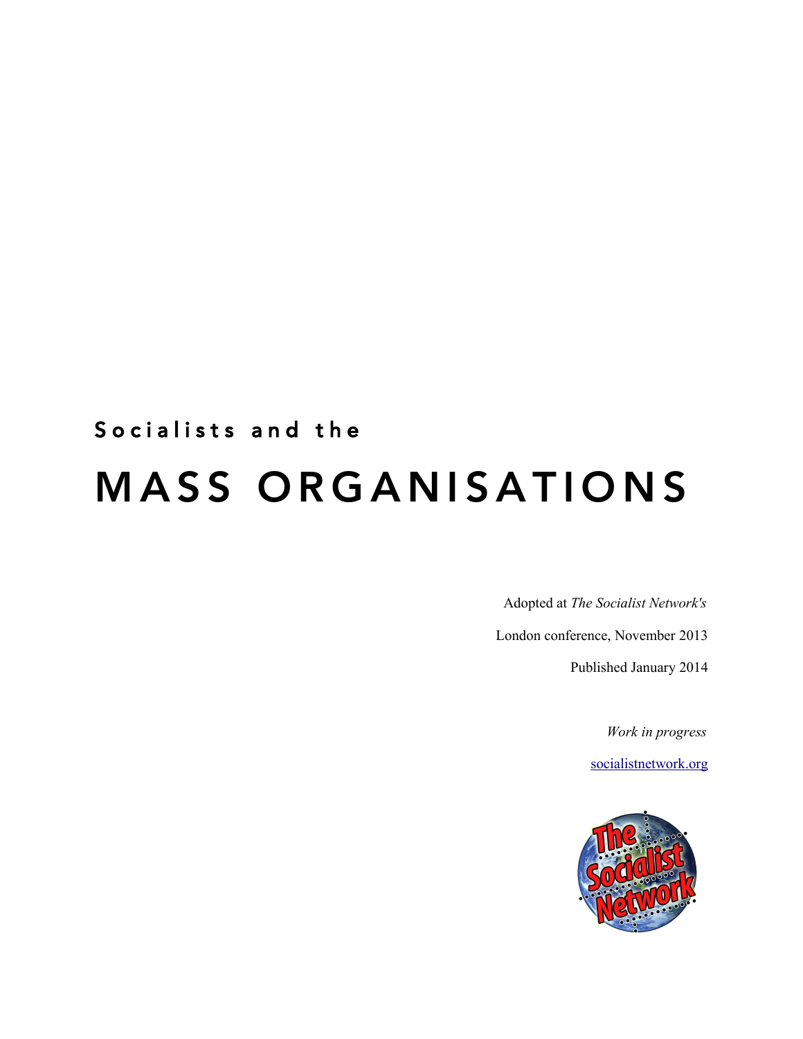Socialists and the

# MASS ORGANISATIONS

Adopted at *The Socialist Network's*

London conference, November 2013

Published January 2014

*Work in progress*

socialistnetwork.org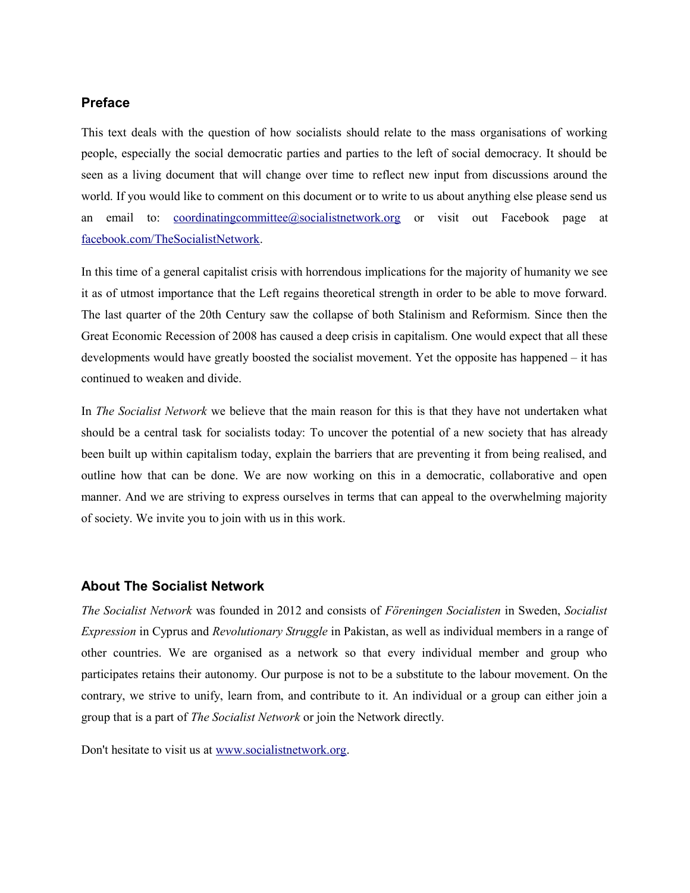## Preface

This text deals with the question of how socialists should relate to the mass organisations of working people, especially the social democratic parties and parties to the left of social democracy. It should be seen as a living document that will change over time to reflect new input from discussions around the world. If you would like to comment on this document or to write to us about anything else please send us an email to: [coordinatingcommittee@socialistnetwork.org](mailto:coordinatingcommittee@socialistnetwork.org) or visit out Facebook page at [facebook.com/TheSocialistNetwork](http://facebook.com/TheSocialistNetwork).

In this time of a general capitalist crisis with horrendous implications for the majority of humanity we see it as of utmost importance that the Left regains theoretical strength in order to be able to move forward. The last quarter of the 20th Century saw the collapse of both Stalinism and Reformism. Since then the Great Economic Recession of 2008 has caused a deep crisis in capitalism. One would expect that all these developments would have greatly boosted the socialist movement. Yet the opposite has happened – it has continued to weaken and divide.

In *The Socialist Network* we believe that the main reason for this is that they have not undertaken what should be a central task for socialists today: To uncover the potential of a new society that has already been built up within capitalism today, explain the barriers that are preventing it from being realised, and outline how that can be done. We are now working on this in a democratic, collaborative and open manner. And we are striving to express ourselves in terms that can appeal to the overwhelming majority of society. We invite you to join with us in this work.

## About The Socialist Network

*The Socialist Network* was founded in 2012 and consists of *Föreningen Socialisten* in Sweden, *Socialist Expression* in Cyprus and *Revolutionary Struggle* in Pakistan, as well as individual members in a range of other countries. We are organised as a network so that every individual member and group who participates retains their autonomy. Our purpose is not to be a substitute to the labour movement. On the contrary, we strive to unify, learn from, and contribute to it. An individual or a group can either join a group that is a part of *The Socialist Network* or join the Network directly.

Don't hesitate to visit us at [www.socialistnetwork.org](http://www.socialistnetwork.org).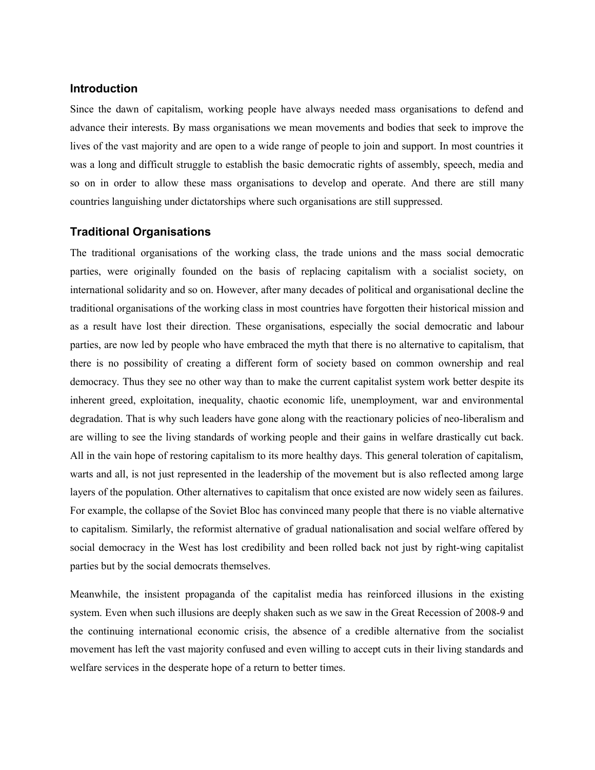## Introduction

Since the dawn of capitalism, working people have always needed mass organisations to defend and advance their interests. By mass organisations we mean movements and bodies that seek to improve the lives of the vast majority and are open to a wide range of people to join and support. In most countries it was a long and difficult struggle to establish the basic democratic rights of assembly, speech, media and so on in order to allow these mass organisations to develop and operate. And there are still many countries languishing under dictatorships where such organisations are still suppressed.

## Traditional Organisations

The traditional organisations of the working class, the trade unions and the mass social democratic parties, were originally founded on the basis of replacing capitalism with a socialist society, on international solidarity and so on. However, after many decades of political and organisational decline the traditional organisations of the working class in most countries have forgotten their historical mission and as a result have lost their direction. These organisations, especially the social democratic and labour parties, are now led by people who have embraced the myth that there is no alternative to capitalism, that there is no possibility of creating a different form of society based on common ownership and real democracy. Thus they see no other way than to make the current capitalist system work better despite its inherent greed, exploitation, inequality, chaotic economic life, unemployment, war and environmental degradation. That is why such leaders have gone along with the reactionary policies of neo-liberalism and are willing to see the living standards of working people and their gains in welfare drastically cut back. All in the vain hope of restoring capitalism to its more healthy days. This general toleration of capitalism, warts and all, is not just represented in the leadership of the movement but is also reflected among large layers of the population. Other alternatives to capitalism that once existed are now widely seen as failures. For example, the collapse of the Soviet Bloc has convinced many people that there is no viable alternative to capitalism. Similarly, the reformist alternative of gradual nationalisation and social welfare offered by social democracy in the West has lost credibility and been rolled back not just by right-wing capitalist parties but by the social democrats themselves.

Meanwhile, the insistent propaganda of the capitalist media has reinforced illusions in the existing system. Even when such illusions are deeply shaken such as we saw in the Great Recession of 2008-9 and the continuing international economic crisis, the absence of a credible alternative from the socialist movement has left the vast majority confused and even willing to accept cuts in their living standards and welfare services in the desperate hope of a return to better times.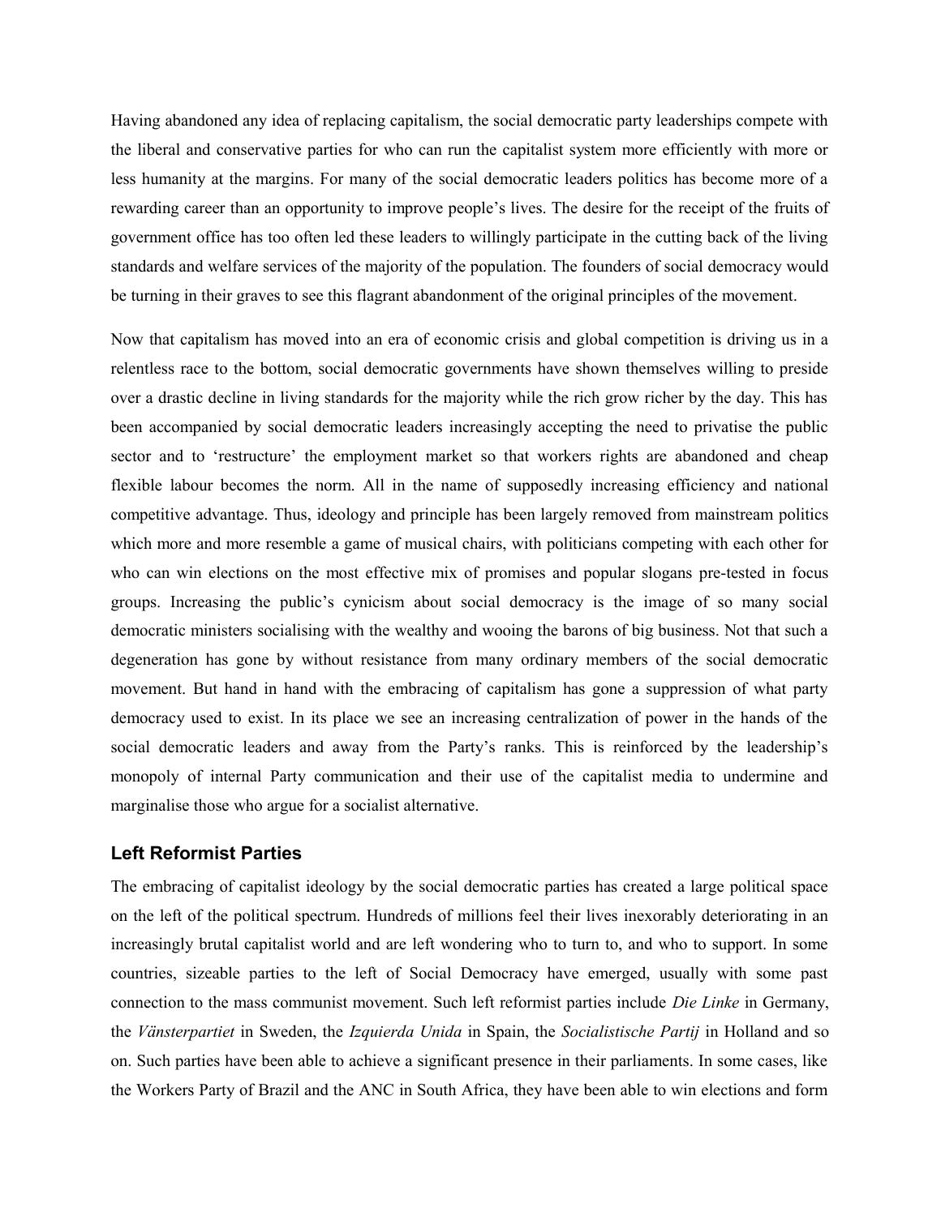Having abandoned any idea of replacing capitalism, the social democratic party leaderships compete with the liberal and conservative parties for who can run the capitalist system more efficiently with more or less humanity at the margins. For many of the social democratic leaders politics has become more of a rewarding career than an opportunity to improve people's lives. The desire for the receipt of the fruits of government office has too often led these leaders to willingly participate in the cutting back of the living standards and welfare services of the majority of the population. The founders of social democracy would be turning in their graves to see this flagrant abandonment of the original principles of the movement.

Now that capitalism has moved into an era of economic crisis and global competition is driving us in a relentless race to the bottom, social democratic governments have shown themselves willing to preside over a drastic decline in living standards for the majority while the rich grow richer by the day. This has been accompanied by social democratic leaders increasingly accepting the need to privatise the public sector and to 'restructure' the employment market so that workers rights are abandoned and cheap flexible labour becomes the norm. All in the name of supposedly increasing efficiency and national competitive advantage. Thus, ideology and principle has been largely removed from mainstream politics which more and more resemble a game of musical chairs, with politicians competing with each other for who can win elections on the most effective mix of promises and popular slogans pre-tested in focus groups. Increasing the public's cynicism about social democracy is the image of so many social democratic ministers socialising with the wealthy and wooing the barons of big business. Not that such a degeneration has gone by without resistance from many ordinary members of the social democratic movement. But hand in hand with the embracing of capitalism has gone a suppression of what party democracy used to exist. In its place we see an increasing centralization of power in the hands of the social democratic leaders and away from the Party's ranks. This is reinforced by the leadership's monopoly of internal Party communication and their use of the capitalist media to undermine and marginalise those who argue for a socialist alternative.

### Left Reformist Parties

The embracing of capitalist ideology by the social democratic parties has created a large political space on the left of the political spectrum. Hundreds of millions feel their lives inexorably deteriorating in an increasingly brutal capitalist world and are left wondering who to turn to, and who to support. In some countries, sizeable parties to the left of Social Democracy have emerged, usually with some past connection to the mass communist movement. Such left reformist parties include *Die Linke* in Germany, the *Vänsterpartiet* in Sweden, the *Izquierda Unida* in Spain, the *Socialistische Partij* in Holland and so on. Such parties have been able to achieve a significant presence in their parliaments. In some cases, like the Workers Party of Brazil and the ANC in South Africa, they have been able to win elections and form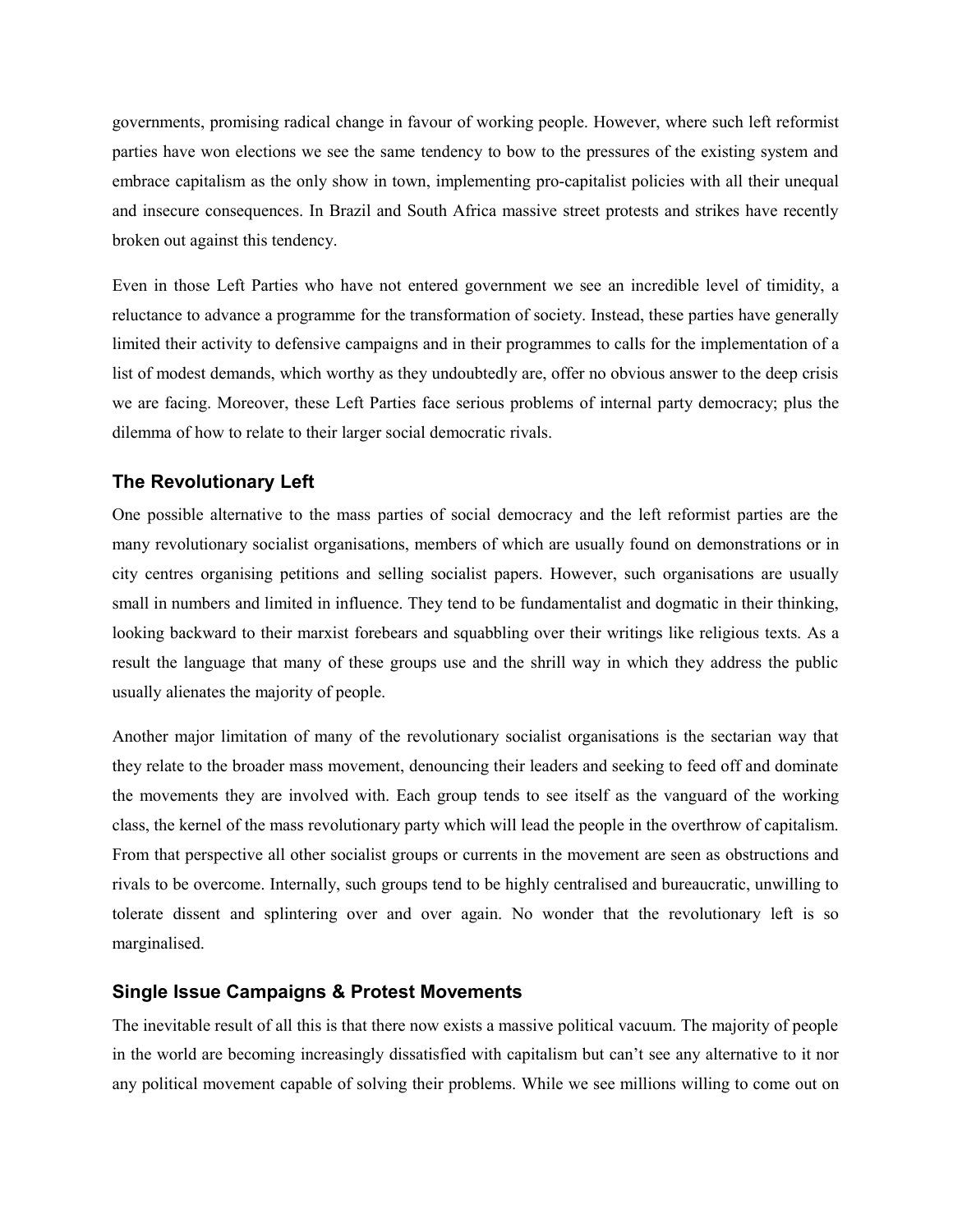governments, promising radical change in favour of working people. However, where such left reformist parties have won elections we see the same tendency to bow to the pressures of the existing system and embrace capitalism as the only show in town, implementing pro-capitalist policies with all their unequal and insecure consequences. In Brazil and South Africa massive street protests and strikes have recently broken out against this tendency.

Even in those Left Parties who have not entered government we see an incredible level of timidity, a reluctance to advance a programme for the transformation of society. Instead, these parties have generally limited their activity to defensive campaigns and in their programmes to calls for the implementation of a list of modest demands, which worthy as they undoubtedly are, offer no obvious answer to the deep crisis we are facing. Moreover, these Left Parties face serious problems of internal party democracy; plus the dilemma of how to relate to their larger social democratic rivals.

### The Revolutionary Left

One possible alternative to the mass parties of social democracy and the left reformist parties are the many revolutionary socialist organisations, members of which are usually found on demonstrations or in city centres organising petitions and selling socialist papers. However, such organisations are usually small in numbers and limited in influence. They tend to be fundamentalist and dogmatic in their thinking, looking backward to their marxist forebears and squabbling over their writings like religious texts. As a result the language that many of these groups use and the shrill way in which they address the public usually alienates the majority of people.

Another major limitation of many of the revolutionary socialist organisations is the sectarian way that they relate to the broader mass movement, denouncing their leaders and seeking to feed off and dominate the movements they are involved with. Each group tends to see itself as the vanguard of the working class, the kernel of the mass revolutionary party which will lead the people in the overthrow of capitalism. From that perspective all other socialist groups or currents in the movement are seen as obstructions and rivals to be overcome. Internally, such groups tend to be highly centralised and bureaucratic, unwilling to tolerate dissent and splintering over and over again. No wonder that the revolutionary left is so marginalised.

### Single Issue Campaigns & Protest Movements

The inevitable result of all this is that there now exists a massive political vacuum. The majority of people in the world are becoming increasingly dissatisfied with capitalism but can't see any alternative to it nor any political movement capable of solving their problems. While we see millions willing to come out on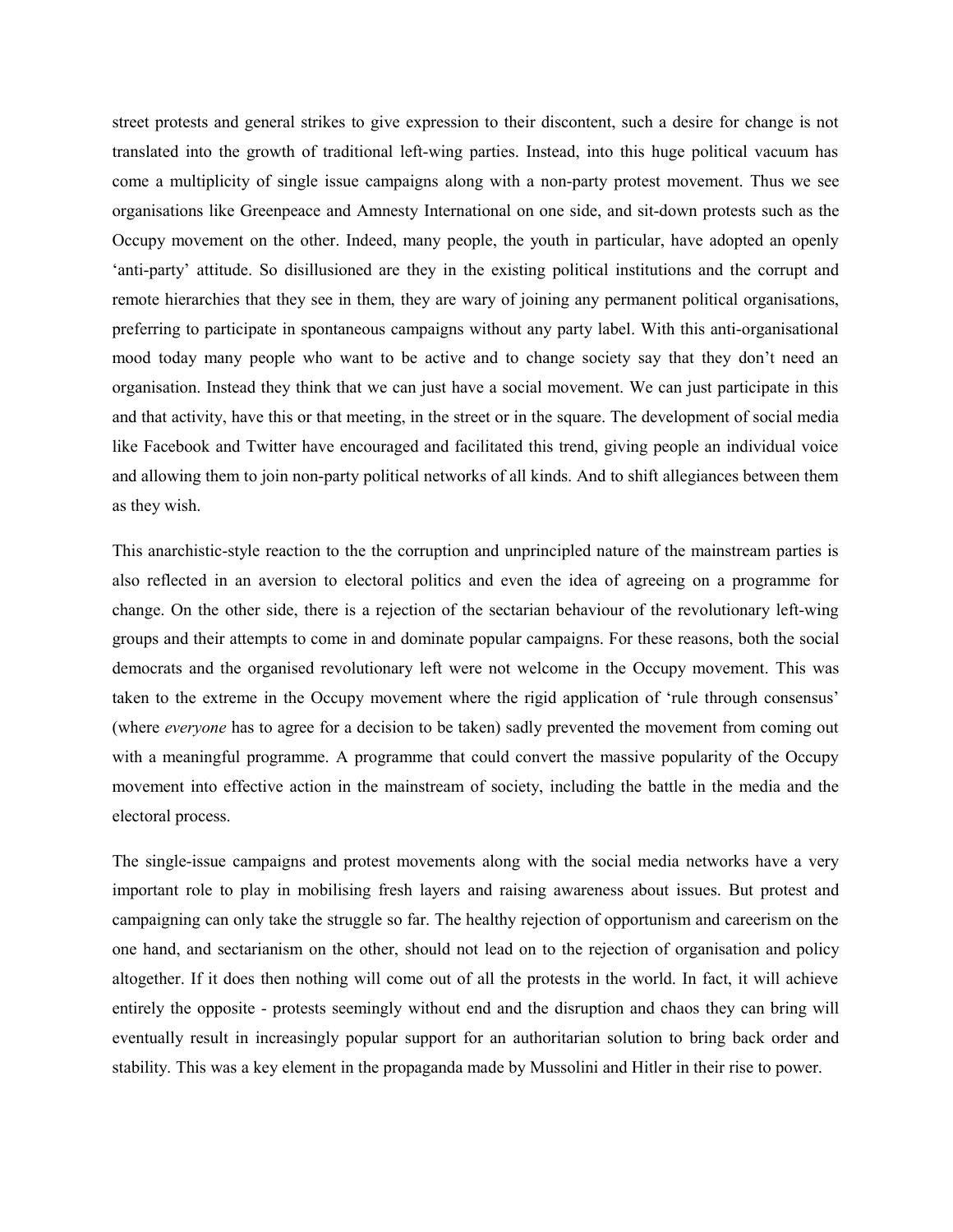street protests and general strikes to give expression to their discontent, such a desire for change is not translated into the growth of traditional left-wing parties. Instead, into this huge political vacuum has come a multiplicity of single issue campaigns along with a non-party protest movement. Thus we see organisations like Greenpeace and Amnesty International on one side, and sit-down protests such as the Occupy movement on the other. Indeed, many people, the youth in particular, have adopted an openly 'anti-party' attitude. So disillusioned are they in the existing political institutions and the corrupt and remote hierarchies that they see in them, they are wary of joining any permanent political organisations, preferring to participate in spontaneous campaigns without any party label. With this anti-organisational mood today many people who want to be active and to change society say that they don't need an organisation. Instead they think that we can just have a social movement. We can just participate in this and that activity, have this or that meeting, in the street or in the square. The development of social media like Facebook and Twitter have encouraged and facilitated this trend, giving people an individual voice and allowing them to join non-party political networks of all kinds. And to shift allegiances between them as they wish.

This anarchistic-style reaction to the the corruption and unprincipled nature of the mainstream parties is also reflected in an aversion to electoral politics and even the idea of agreeing on a programme for change. On the other side, there is a rejection of the sectarian behaviour of the revolutionary left-wing groups and their attempts to come in and dominate popular campaigns. For these reasons, both the social democrats and the organised revolutionary left were not welcome in the Occupy movement. This was taken to the extreme in the Occupy movement where the rigid application of 'rule through consensus' (where *everyone* has to agree for a decision to be taken) sadly prevented the movement from coming out with a meaningful programme. A programme that could convert the massive popularity of the Occupy movement into effective action in the mainstream of society, including the battle in the media and the electoral process.

The single-issue campaigns and protest movements along with the social media networks have a very important role to play in mobilising fresh layers and raising awareness about issues. But protest and campaigning can only take the struggle so far. The healthy rejection of opportunism and careerism on the one hand, and sectarianism on the other, should not lead on to the rejection of organisation and policy altogether. If it does then nothing will come out of all the protests in the world. In fact, it will achieve entirely the opposite - protests seemingly without end and the disruption and chaos they can bring will eventually result in increasingly popular support for an authoritarian solution to bring back order and stability. This was a key element in the propaganda made by Mussolini and Hitler in their rise to power.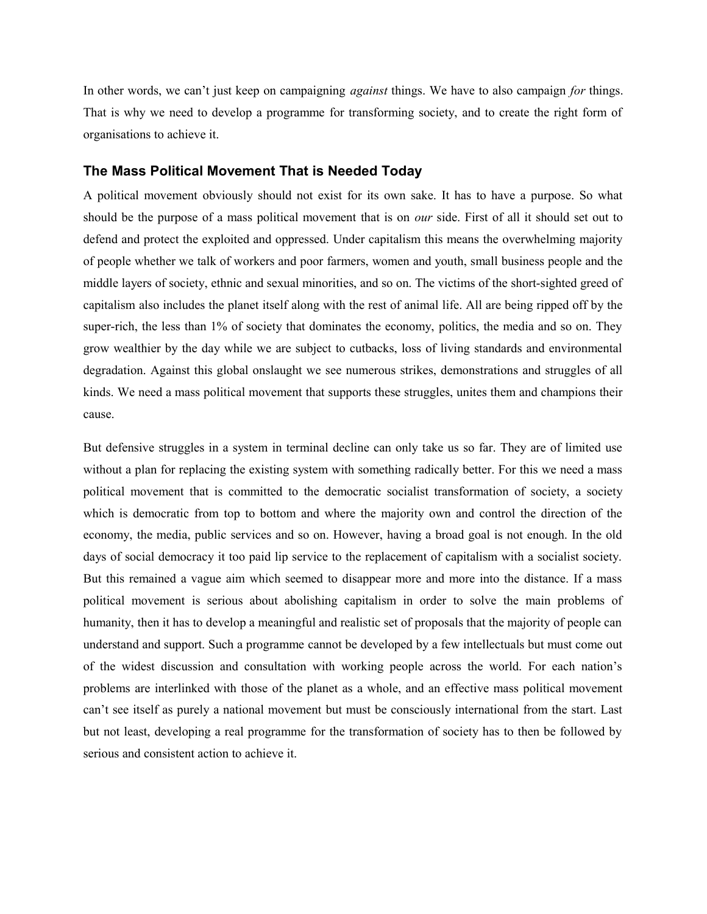In other words, we can't just keep on campaigning *against* things. We have to also campaign *for* things. That is why we need to develop a programme for transforming society, and to create the right form of organisations to achieve it.

## The Mass Political Movement That is Needed Today

A political movement obviously should not exist for its own sake. It has to have a purpose. So what should be the purpose of a mass political movement that is on *our* side. First of all it should set out to defend and protect the exploited and oppressed. Under capitalism this means the overwhelming majority of people whether we talk of workers and poor farmers, women and youth, small business people and the middle layers of society, ethnic and sexual minorities, and so on. The victims of the short-sighted greed of capitalism also includes the planet itself along with the rest of animal life. All are being ripped off by the super-rich, the less than 1% of society that dominates the economy, politics, the media and so on. They grow wealthier by the day while we are subject to cutbacks, loss of living standards and environmental degradation. Against this global onslaught we see numerous strikes, demonstrations and struggles of all kinds. We need a mass political movement that supports these struggles, unites them and champions their cause.

But defensive struggles in a system in terminal decline can only take us so far. They are of limited use without a plan for replacing the existing system with something radically better. For this we need a mass political movement that is committed to the democratic socialist transformation of society, a society which is democratic from top to bottom and where the majority own and control the direction of the economy, the media, public services and so on. However, having a broad goal is not enough. In the old days of social democracy it too paid lip service to the replacement of capitalism with a socialist society. But this remained a vague aim which seemed to disappear more and more into the distance. If a mass political movement is serious about abolishing capitalism in order to solve the main problems of humanity, then it has to develop a meaningful and realistic set of proposals that the majority of people can understand and support. Such a programme cannot be developed by a few intellectuals but must come out of the widest discussion and consultation with working people across the world. For each nation's problems are interlinked with those of the planet as a whole, and an effective mass political movement can't see itself as purely a national movement but must be consciously international from the start. Last but not least, developing a real programme for the transformation of society has to then be followed by serious and consistent action to achieve it.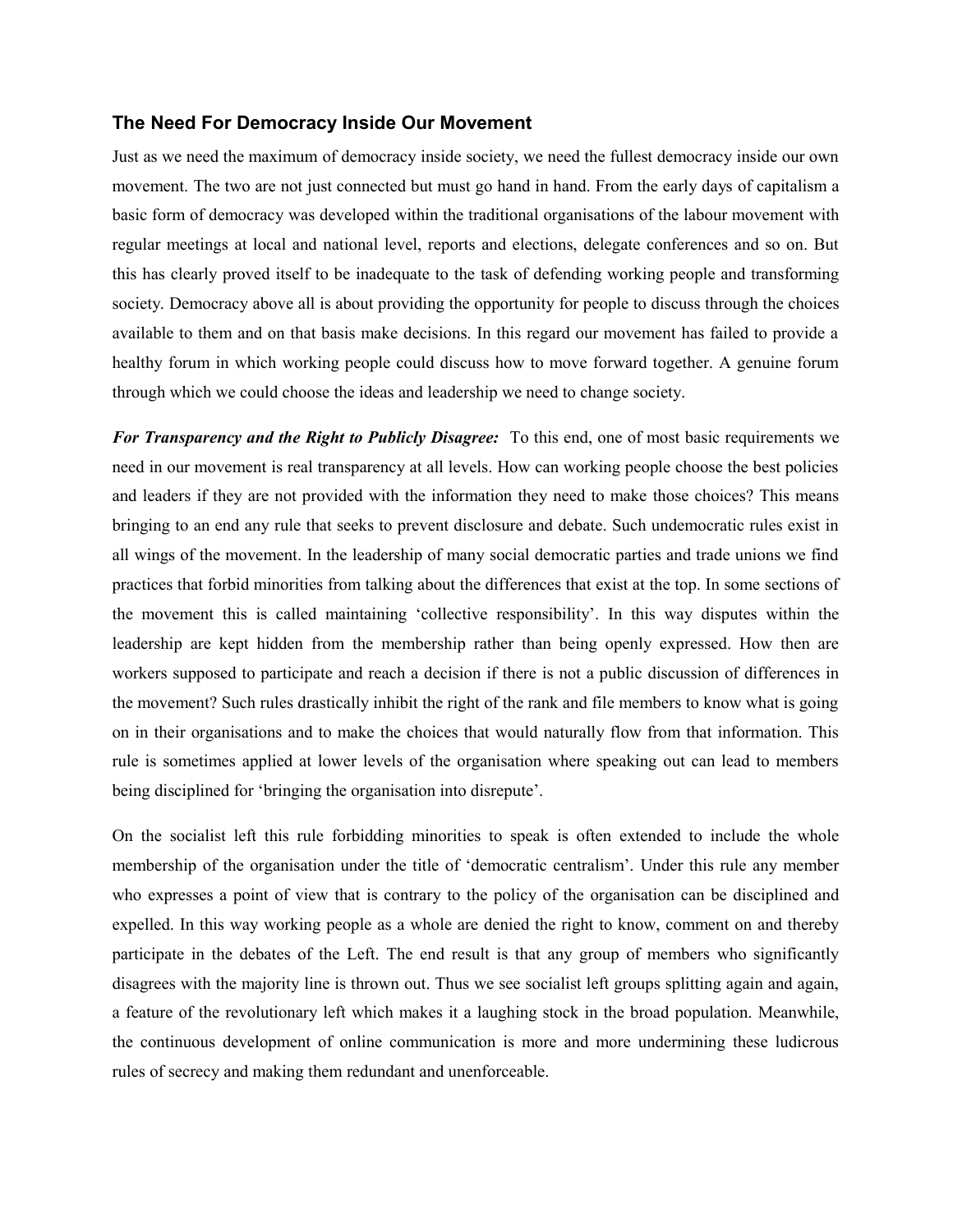### The Need For Democracy Inside Our Movement

Just as we need the maximum of democracy inside society, we need the fullest democracy inside our own movement. The two are not just connected but must go hand in hand. From the early days of capitalism a basic form of democracy was developed within the traditional organisations of the labour movement with regular meetings at local and national level, reports and elections, delegate conferences and so on. But this has clearly proved itself to be inadequate to the task of defending working people and transforming society. Democracy above all is about providing the opportunity for people to discuss through the choices available to them and on that basis make decisions. In this regard our movement has failed to provide a healthy forum in which working people could discuss how to move forward together. A genuine forum through which we could choose the ideas and leadership we need to change society.

***For Transparency and the Right to Publicly Disagree:*** To this end, one of most basic requirements we need in our movement is real transparency at all levels. How can working people choose the best policies and leaders if they are not provided with the information they need to make those choices? This means bringing to an end any rule that seeks to prevent disclosure and debate. Such undemocratic rules exist in all wings of the movement. In the leadership of many social democratic parties and trade unions we find practices that forbid minorities from talking about the differences that exist at the top. In some sections of the movement this is called maintaining 'collective responsibility'. In this way disputes within the leadership are kept hidden from the membership rather than being openly expressed. How then are workers supposed to participate and reach a decision if there is not a public discussion of differences in the movement? Such rules drastically inhibit the right of the rank and file members to know what is going on in their organisations and to make the choices that would naturally flow from that information. This rule is sometimes applied at lower levels of the organisation where speaking out can lead to members being disciplined for 'bringing the organisation into disrepute'.

On the socialist left this rule forbidding minorities to speak is often extended to include the whole membership of the organisation under the title of 'democratic centralism'. Under this rule any member who expresses a point of view that is contrary to the policy of the organisation can be disciplined and expelled. In this way working people as a whole are denied the right to know, comment on and thereby participate in the debates of the Left. The end result is that any group of members who significantly disagrees with the majority line is thrown out. Thus we see socialist left groups splitting again and again, a feature of the revolutionary left which makes it a laughing stock in the broad population. Meanwhile, the continuous development of online communication is more and more undermining these ludicrous rules of secrecy and making them redundant and unenforceable.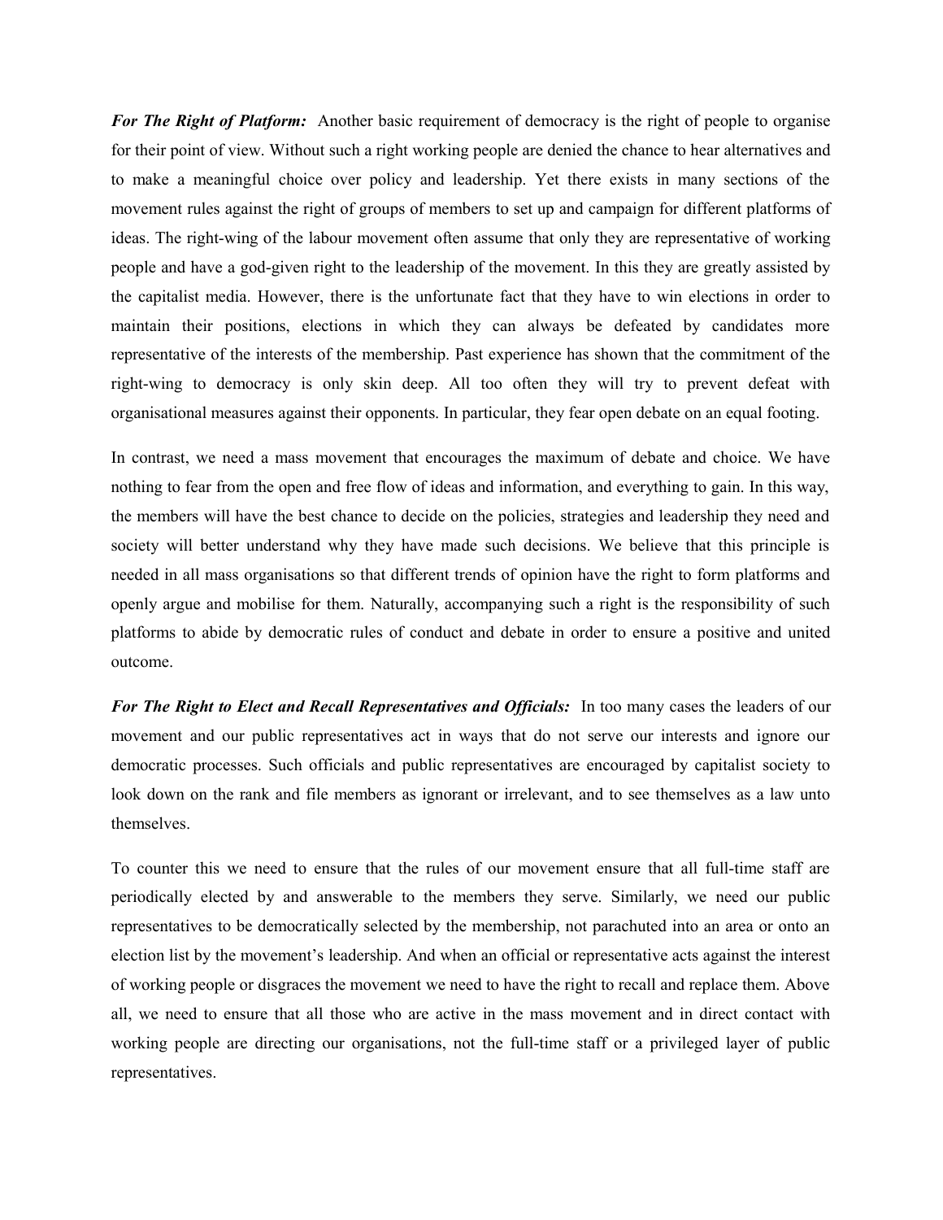***For The Right of Platform:*** Another basic requirement of democracy is the right of people to organise for their point of view. Without such a right working people are denied the chance to hear alternatives and to make a meaningful choice over policy and leadership. Yet there exists in many sections of the movement rules against the right of groups of members to set up and campaign for different platforms of ideas. The right-wing of the labour movement often assume that only they are representative of working people and have a god-given right to the leadership of the movement. In this they are greatly assisted by the capitalist media. However, there is the unfortunate fact that they have to win elections in order to maintain their positions, elections in which they can always be defeated by candidates more representative of the interests of the membership. Past experience has shown that the commitment of the right-wing to democracy is only skin deep. All too often they will try to prevent defeat with organisational measures against their opponents. In particular, they fear open debate on an equal footing.

In contrast, we need a mass movement that encourages the maximum of debate and choice. We have nothing to fear from the open and free flow of ideas and information, and everything to gain. In this way, the members will have the best chance to decide on the policies, strategies and leadership they need and society will better understand why they have made such decisions. We believe that this principle is needed in all mass organisations so that different trends of opinion have the right to form platforms and openly argue and mobilise for them. Naturally, accompanying such a right is the responsibility of such platforms to abide by democratic rules of conduct and debate in order to ensure a positive and united outcome.

***For The Right to Elect and Recall Representatives and Officials:*** In too many cases the leaders of our movement and our public representatives act in ways that do not serve our interests and ignore our democratic processes. Such officials and public representatives are encouraged by capitalist society to look down on the rank and file members as ignorant or irrelevant, and to see themselves as a law unto themselves.

To counter this we need to ensure that the rules of our movement ensure that all full-time staff are periodically elected by and answerable to the members they serve. Similarly, we need our public representatives to be democratically selected by the membership, not parachuted into an area or onto an election list by the movement's leadership. And when an official or representative acts against the interest of working people or disgraces the movement we need to have the right to recall and replace them. Above all, we need to ensure that all those who are active in the mass movement and in direct contact with working people are directing our organisations, not the full-time staff or a privileged layer of public representatives.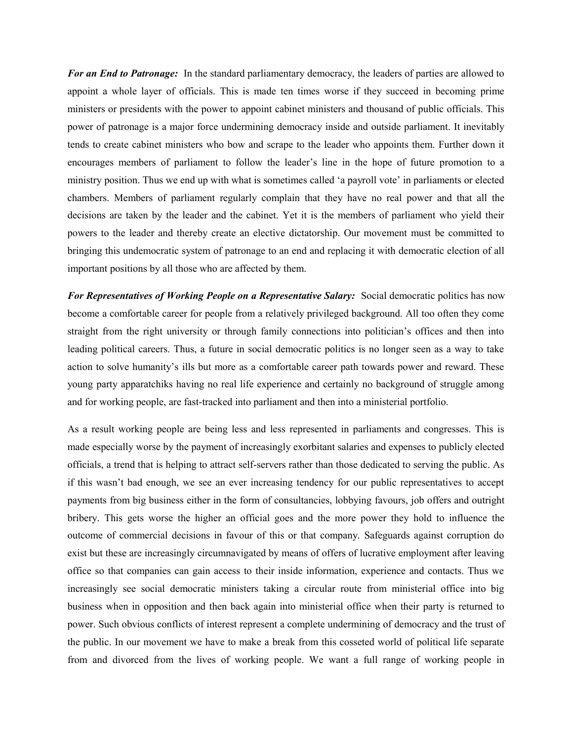***For an End to Patronage:*** In the standard parliamentary democracy, the leaders of parties are allowed to appoint a whole layer of officials. This is made ten times worse if they succeed in becoming prime ministers or presidents with the power to appoint cabinet ministers and thousand of public officials. This power of patronage is a major force undermining democracy inside and outside parliament. It inevitably tends to create cabinet ministers who bow and scrape to the leader who appoints them. Further down it encourages members of parliament to follow the leader's line in the hope of future promotion to a ministry position. Thus we end up with what is sometimes called 'a payroll vote' in parliaments or elected chambers. Members of parliament regularly complain that they have no real power and that all the decisions are taken by the leader and the cabinet. Yet it is the members of parliament who yield their powers to the leader and thereby create an elective dictatorship. Our movement must be committed to bringing this undemocratic system of patronage to an end and replacing it with democratic election of all important positions by all those who are affected by them.

***For Representatives of Working People on a Representative Salary:*** Social democratic politics has now become a comfortable career for people from a relatively privileged background. All too often they come straight from the right university or through family connections into politician's offices and then into leading political careers. Thus, a future in social democratic politics is no longer seen as a way to take action to solve humanity's ills but more as a comfortable career path towards power and reward. These young party apparatchiks having no real life experience and certainly no background of struggle among and for working people, are fast-tracked into parliament and then into a ministerial portfolio.

As a result working people are being less and less represented in parliaments and congresses. This is made especially worse by the payment of increasingly exorbitant salaries and expenses to publicly elected officials, a trend that is helping to attract self-servers rather than those dedicated to serving the public. As if this wasn't bad enough, we see an ever increasing tendency for our public representatives to accept payments from big business either in the form of consultancies, lobbying favours, job offers and outright bribery. This gets worse the higher an official goes and the more power they hold to influence the outcome of commercial decisions in favour of this or that company. Safeguards against corruption do exist but these are increasingly circumnavigated by means of offers of lucrative employment after leaving office so that companies can gain access to their inside information, experience and contacts. Thus we increasingly see social democratic ministers taking a circular route from ministerial office into big business when in opposition and then back again into ministerial office when their party is returned to power. Such obvious conflicts of interest represent a complete undermining of democracy and the trust of the public. In our movement we have to make a break from this cosseted world of political life separate from and divorced from the lives of working people. We want a full range of working people in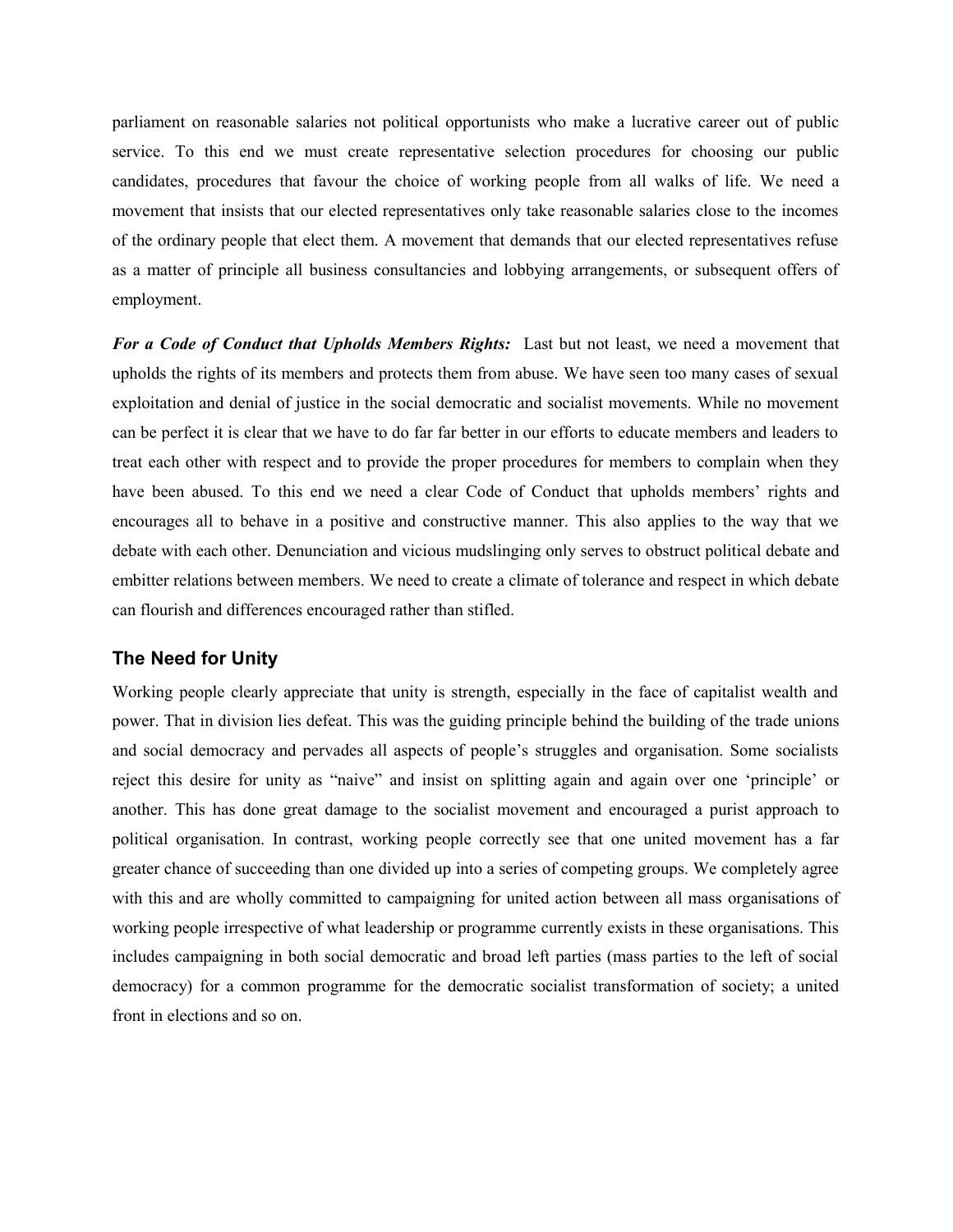parliament on reasonable salaries not political opportunists who make a lucrative career out of public service. To this end we must create representative selection procedures for choosing our public candidates, procedures that favour the choice of working people from all walks of life. We need a movement that insists that our elected representatives only take reasonable salaries close to the incomes of the ordinary people that elect them. A movement that demands that our elected representatives refuse as a matter of principle all business consultancies and lobbying arrangements, or subsequent offers of employment.

***For a Code of Conduct that Upholds Members Rights:*** Last but not least, we need a movement that upholds the rights of its members and protects them from abuse. We have seen too many cases of sexual exploitation and denial of justice in the social democratic and socialist movements. While no movement can be perfect it is clear that we have to do far far better in our efforts to educate members and leaders to treat each other with respect and to provide the proper procedures for members to complain when they have been abused. To this end we need a clear Code of Conduct that upholds members' rights and encourages all to behave in a positive and constructive manner. This also applies to the way that we debate with each other. Denunciation and vicious mudslinging only serves to obstruct political debate and embitter relations between members. We need to create a climate of tolerance and respect in which debate can flourish and differences encouraged rather than stifled.

## The Need for Unity

Working people clearly appreciate that unity is strength, especially in the face of capitalist wealth and power. That in division lies defeat. This was the guiding principle behind the building of the trade unions and social democracy and pervades all aspects of people's struggles and organisation. Some socialists reject this desire for unity as "naive" and insist on splitting again and again over one 'principle' or another. This has done great damage to the socialist movement and encouraged a purist approach to political organisation. In contrast, working people correctly see that one united movement has a far greater chance of succeeding than one divided up into a series of competing groups. We completely agree with this and are wholly committed to campaigning for united action between all mass organisations of working people irrespective of what leadership or programme currently exists in these organisations. This includes campaigning in both social democratic and broad left parties (mass parties to the left of social democracy) for a common programme for the democratic socialist transformation of society; a united front in elections and so on.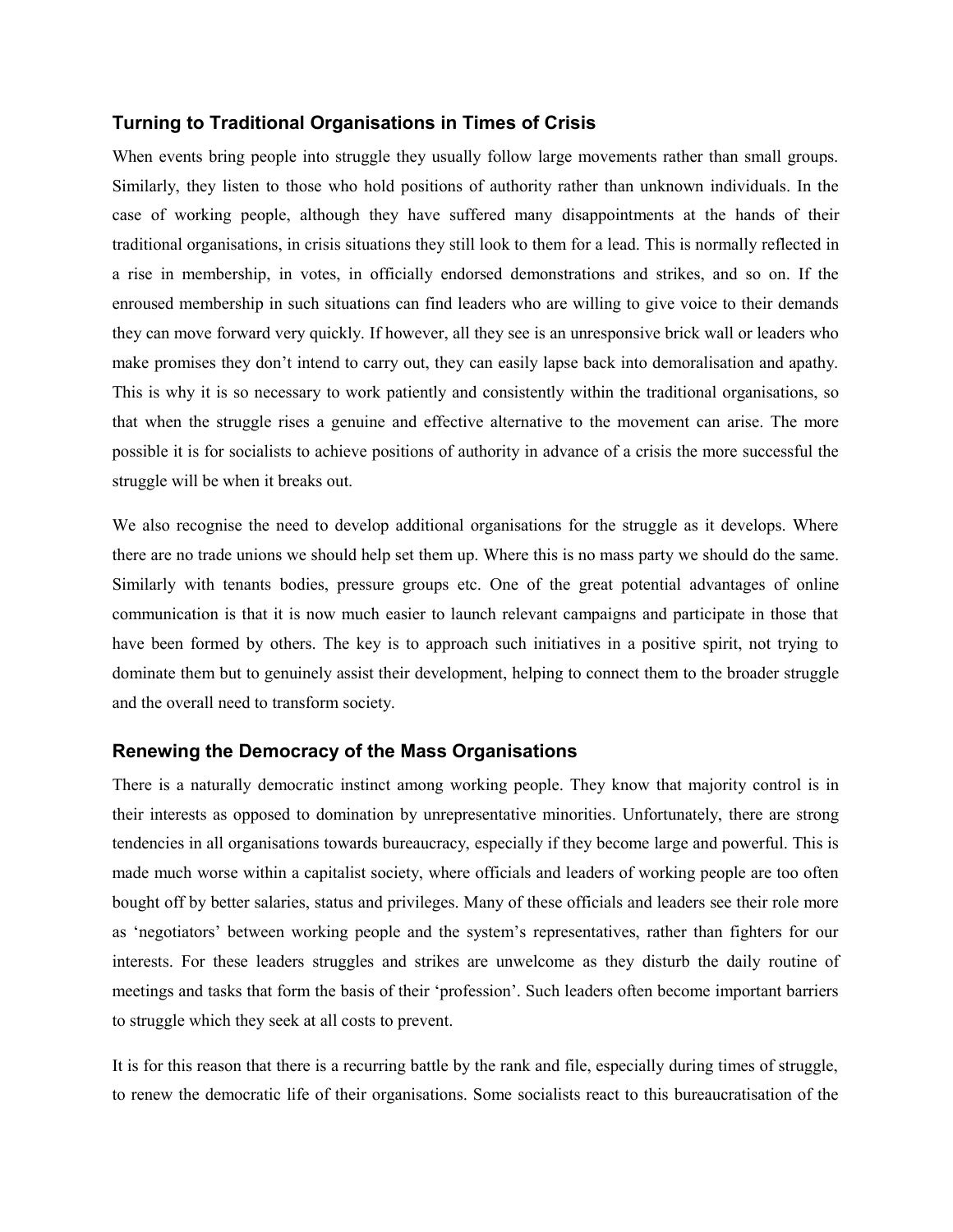## Turning to Traditional Organisations in Times of Crisis

When events bring people into struggle they usually follow large movements rather than small groups. Similarly, they listen to those who hold positions of authority rather than unknown individuals. In the case of working people, although they have suffered many disappointments at the hands of their traditional organisations, in crisis situations they still look to them for a lead. This is normally reflected in a rise in membership, in votes, in officially endorsed demonstrations and strikes, and so on. If the enroused membership in such situations can find leaders who are willing to give voice to their demands they can move forward very quickly. If however, all they see is an unresponsive brick wall or leaders who make promises they don't intend to carry out, they can easily lapse back into demoralisation and apathy. This is why it is so necessary to work patiently and consistently within the traditional organisations, so that when the struggle rises a genuine and effective alternative to the movement can arise. The more possible it is for socialists to achieve positions of authority in advance of a crisis the more successful the struggle will be when it breaks out.

We also recognise the need to develop additional organisations for the struggle as it develops. Where there are no trade unions we should help set them up. Where this is no mass party we should do the same. Similarly with tenants bodies, pressure groups etc. One of the great potential advantages of online communication is that it is now much easier to launch relevant campaigns and participate in those that have been formed by others. The key is to approach such initiatives in a positive spirit, not trying to dominate them but to genuinely assist their development, helping to connect them to the broader struggle and the overall need to transform society.

## Renewing the Democracy of the Mass Organisations

There is a naturally democratic instinct among working people. They know that majority control is in their interests as opposed to domination by unrepresentative minorities. Unfortunately, there are strong tendencies in all organisations towards bureaucracy, especially if they become large and powerful. This is made much worse within a capitalist society, where officials and leaders of working people are too often bought off by better salaries, status and privileges. Many of these officials and leaders see their role more as 'negotiators' between working people and the system's representatives, rather than fighters for our interests. For these leaders struggles and strikes are unwelcome as they disturb the daily routine of meetings and tasks that form the basis of their 'profession'. Such leaders often become important barriers to struggle which they seek at all costs to prevent.

It is for this reason that there is a recurring battle by the rank and file, especially during times of struggle, to renew the democratic life of their organisations. Some socialists react to this bureaucratisation of the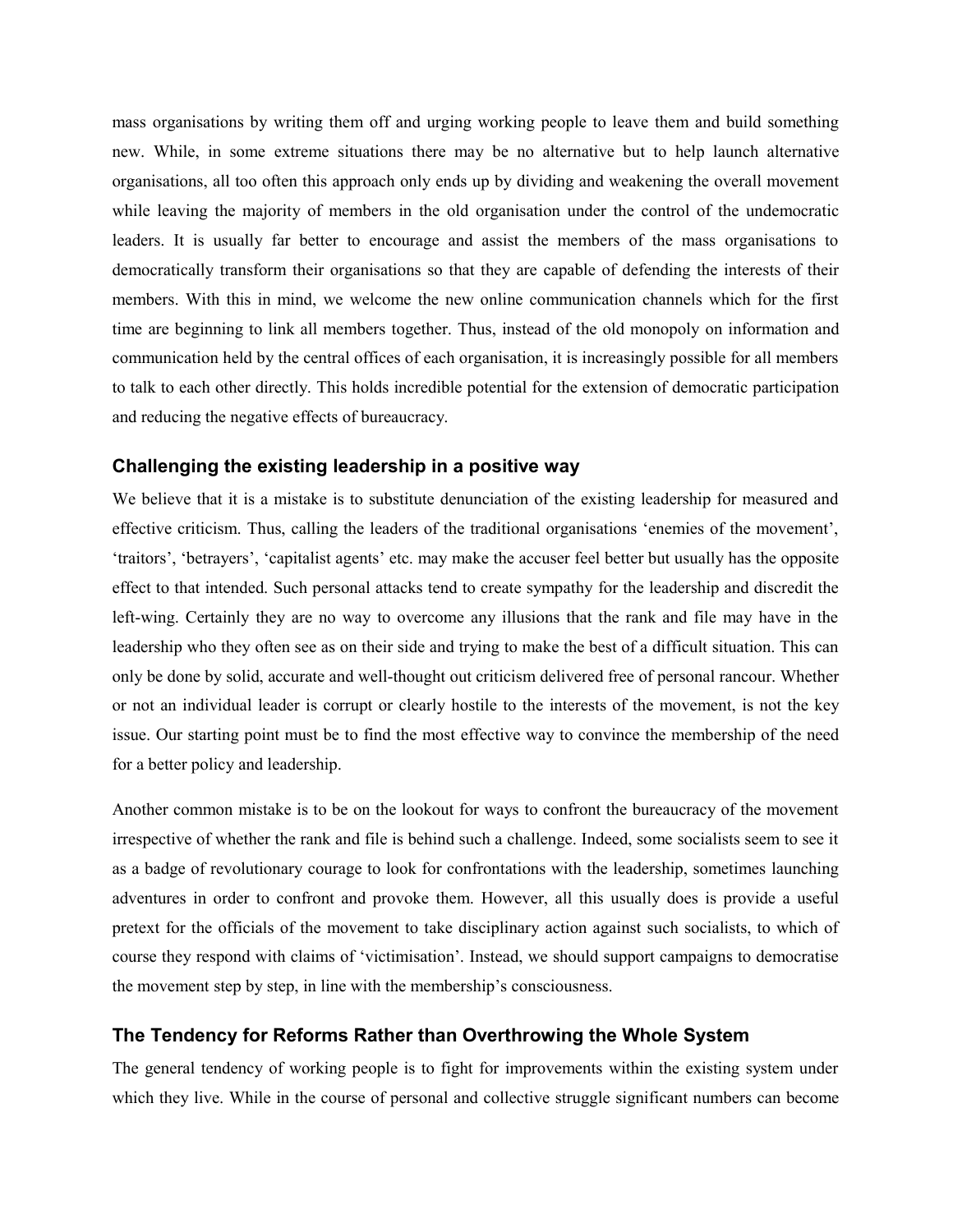mass organisations by writing them off and urging working people to leave them and build something new. While, in some extreme situations there may be no alternative but to help launch alternative organisations, all too often this approach only ends up by dividing and weakening the overall movement while leaving the majority of members in the old organisation under the control of the undemocratic leaders. It is usually far better to encourage and assist the members of the mass organisations to democratically transform their organisations so that they are capable of defending the interests of their members. With this in mind, we welcome the new online communication channels which for the first time are beginning to link all members together. Thus, instead of the old monopoly on information and communication held by the central offices of each organisation, it is increasingly possible for all members to talk to each other directly. This holds incredible potential for the extension of democratic participation and reducing the negative effects of bureaucracy.

### Challenging the existing leadership in a positive way

We believe that it is a mistake is to substitute denunciation of the existing leadership for measured and effective criticism. Thus, calling the leaders of the traditional organisations 'enemies of the movement', 'traitors', 'betrayers', 'capitalist agents' etc. may make the accuser feel better but usually has the opposite effect to that intended. Such personal attacks tend to create sympathy for the leadership and discredit the left-wing. Certainly they are no way to overcome any illusions that the rank and file may have in the leadership who they often see as on their side and trying to make the best of a difficult situation. This can only be done by solid, accurate and well-thought out criticism delivered free of personal rancour. Whether or not an individual leader is corrupt or clearly hostile to the interests of the movement, is not the key issue. Our starting point must be to find the most effective way to convince the membership of the need for a better policy and leadership.

Another common mistake is to be on the lookout for ways to confront the bureaucracy of the movement irrespective of whether the rank and file is behind such a challenge. Indeed, some socialists seem to see it as a badge of revolutionary courage to look for confrontations with the leadership, sometimes launching adventures in order to confront and provoke them. However, all this usually does is provide a useful pretext for the officials of the movement to take disciplinary action against such socialists, to which of course they respond with claims of 'victimisation'. Instead, we should support campaigns to democratise the movement step by step, in line with the membership's consciousness.

### The Tendency for Reforms Rather than Overthrowing the Whole System

The general tendency of working people is to fight for improvements within the existing system under which they live. While in the course of personal and collective struggle significant numbers can become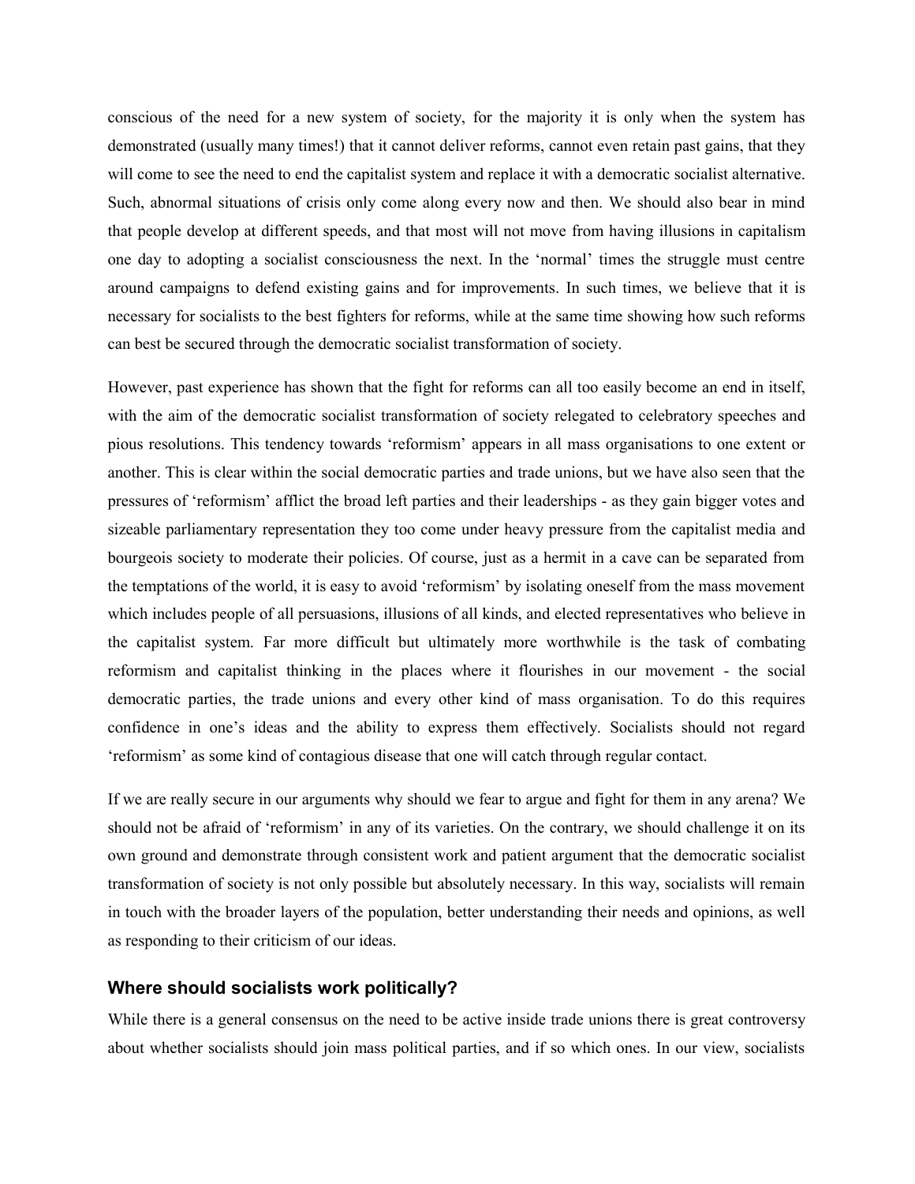conscious of the need for a new system of society, for the majority it is only when the system has demonstrated (usually many times!) that it cannot deliver reforms, cannot even retain past gains, that they will come to see the need to end the capitalist system and replace it with a democratic socialist alternative. Such, abnormal situations of crisis only come along every now and then. We should also bear in mind that people develop at different speeds, and that most will not move from having illusions in capitalism one day to adopting a socialist consciousness the next. In the 'normal' times the struggle must centre around campaigns to defend existing gains and for improvements. In such times, we believe that it is necessary for socialists to the best fighters for reforms, while at the same time showing how such reforms can best be secured through the democratic socialist transformation of society.

However, past experience has shown that the fight for reforms can all too easily become an end in itself, with the aim of the democratic socialist transformation of society relegated to celebratory speeches and pious resolutions. This tendency towards 'reformism' appears in all mass organisations to one extent or another. This is clear within the social democratic parties and trade unions, but we have also seen that the pressures of 'reformism' afflict the broad left parties and their leaderships - as they gain bigger votes and sizeable parliamentary representation they too come under heavy pressure from the capitalist media and bourgeois society to moderate their policies. Of course, just as a hermit in a cave can be separated from the temptations of the world, it is easy to avoid 'reformism' by isolating oneself from the mass movement which includes people of all persuasions, illusions of all kinds, and elected representatives who believe in the capitalist system. Far more difficult but ultimately more worthwhile is the task of combating reformism and capitalist thinking in the places where it flourishes in our movement - the social democratic parties, the trade unions and every other kind of mass organisation. To do this requires confidence in one's ideas and the ability to express them effectively. Socialists should not regard 'reformism' as some kind of contagious disease that one will catch through regular contact.

If we are really secure in our arguments why should we fear to argue and fight for them in any arena? We should not be afraid of 'reformism' in any of its varieties. On the contrary, we should challenge it on its own ground and demonstrate through consistent work and patient argument that the democratic socialist transformation of society is not only possible but absolutely necessary. In this way, socialists will remain in touch with the broader layers of the population, better understanding their needs and opinions, as well as responding to their criticism of our ideas.

### Where should socialists work politically?

While there is a general consensus on the need to be active inside trade unions there is great controversy about whether socialists should join mass political parties, and if so which ones. In our view, socialists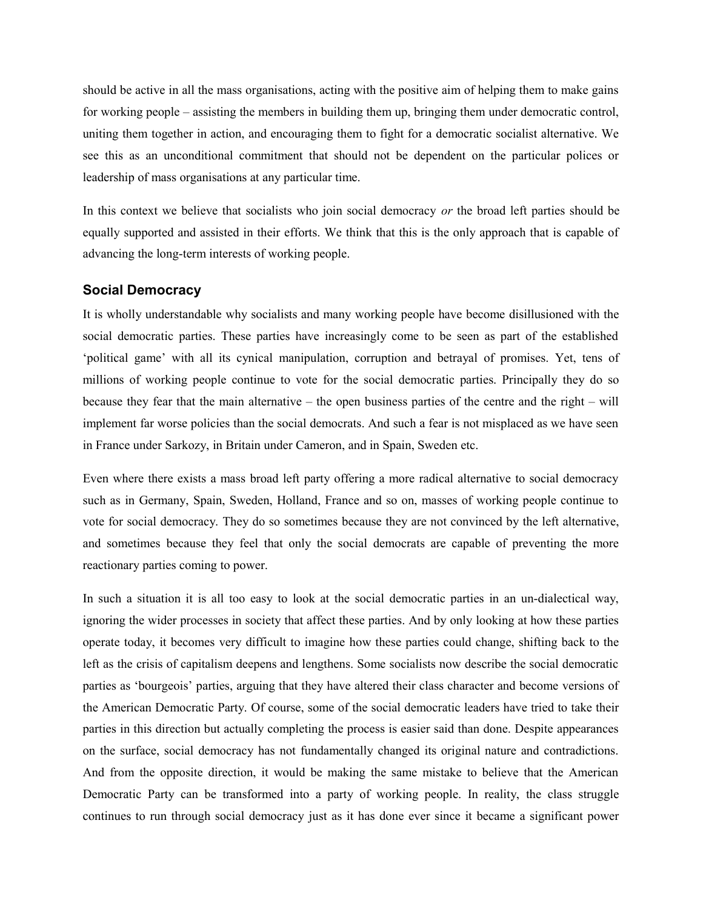should be active in all the mass organisations, acting with the positive aim of helping them to make gains for working people – assisting the members in building them up, bringing them under democratic control, uniting them together in action, and encouraging them to fight for a democratic socialist alternative. We see this as an unconditional commitment that should not be dependent on the particular polices or leadership of mass organisations at any particular time.

In this context we believe that socialists who join social democracy *or* the broad left parties should be equally supported and assisted in their efforts. We think that this is the only approach that is capable of advancing the long-term interests of working people.

### Social Democracy

It is wholly understandable why socialists and many working people have become disillusioned with the social democratic parties. These parties have increasingly come to be seen as part of the established 'political game' with all its cynical manipulation, corruption and betrayal of promises. Yet, tens of millions of working people continue to vote for the social democratic parties. Principally they do so because they fear that the main alternative – the open business parties of the centre and the right – will implement far worse policies than the social democrats. And such a fear is not misplaced as we have seen in France under Sarkozy, in Britain under Cameron, and in Spain, Sweden etc.

Even where there exists a mass broad left party offering a more radical alternative to social democracy such as in Germany, Spain, Sweden, Holland, France and so on, masses of working people continue to vote for social democracy. They do so sometimes because they are not convinced by the left alternative, and sometimes because they feel that only the social democrats are capable of preventing the more reactionary parties coming to power.

In such a situation it is all too easy to look at the social democratic parties in an un-dialectical way, ignoring the wider processes in society that affect these parties. And by only looking at how these parties operate today, it becomes very difficult to imagine how these parties could change, shifting back to the left as the crisis of capitalism deepens and lengthens. Some socialists now describe the social democratic parties as 'bourgeois' parties, arguing that they have altered their class character and become versions of the American Democratic Party. Of course, some of the social democratic leaders have tried to take their parties in this direction but actually completing the process is easier said than done. Despite appearances on the surface, social democracy has not fundamentally changed its original nature and contradictions. And from the opposite direction, it would be making the same mistake to believe that the American Democratic Party can be transformed into a party of working people. In reality, the class struggle continues to run through social democracy just as it has done ever since it became a significant power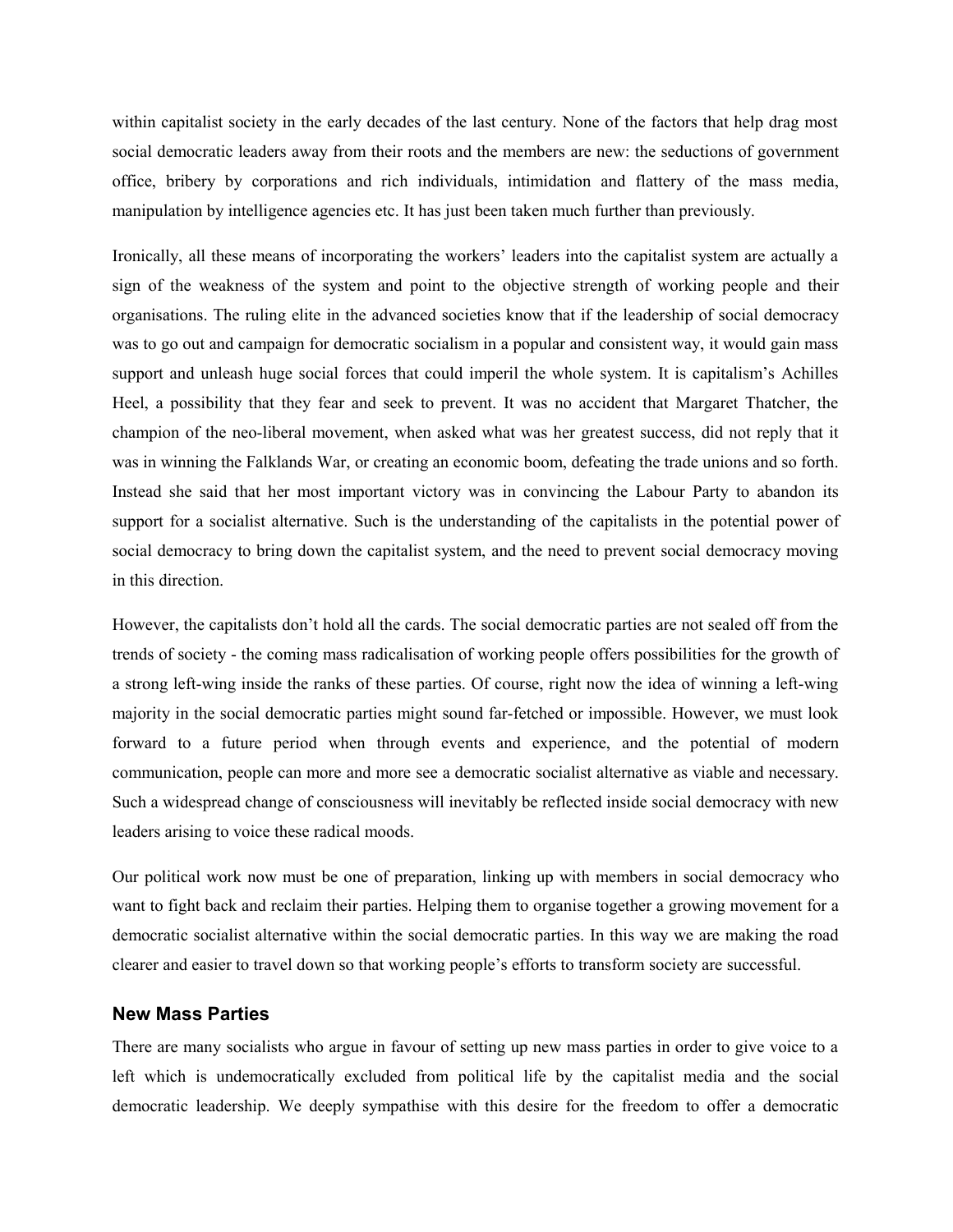within capitalist society in the early decades of the last century. None of the factors that help drag most social democratic leaders away from their roots and the members are new: the seductions of government office, bribery by corporations and rich individuals, intimidation and flattery of the mass media, manipulation by intelligence agencies etc. It has just been taken much further than previously.

Ironically, all these means of incorporating the workers' leaders into the capitalist system are actually a sign of the weakness of the system and point to the objective strength of working people and their organisations. The ruling elite in the advanced societies know that if the leadership of social democracy was to go out and campaign for democratic socialism in a popular and consistent way, it would gain mass support and unleash huge social forces that could imperil the whole system. It is capitalism's Achilles Heel, a possibility that they fear and seek to prevent. It was no accident that Margaret Thatcher, the champion of the neo-liberal movement, when asked what was her greatest success, did not reply that it was in winning the Falklands War, or creating an economic boom, defeating the trade unions and so forth. Instead she said that her most important victory was in convincing the Labour Party to abandon its support for a socialist alternative. Such is the understanding of the capitalists in the potential power of social democracy to bring down the capitalist system, and the need to prevent social democracy moving in this direction.

However, the capitalists don't hold all the cards. The social democratic parties are not sealed off from the trends of society - the coming mass radicalisation of working people offers possibilities for the growth of a strong left-wing inside the ranks of these parties. Of course, right now the idea of winning a left-wing majority in the social democratic parties might sound far-fetched or impossible. However, we must look forward to a future period when through events and experience, and the potential of modern communication, people can more and more see a democratic socialist alternative as viable and necessary. Such a widespread change of consciousness will inevitably be reflected inside social democracy with new leaders arising to voice these radical moods.

Our political work now must be one of preparation, linking up with members in social democracy who want to fight back and reclaim their parties. Helping them to organise together a growing movement for a democratic socialist alternative within the social democratic parties. In this way we are making the road clearer and easier to travel down so that working people's efforts to transform society are successful.

### New Mass Parties

There are many socialists who argue in favour of setting up new mass parties in order to give voice to a left which is undemocratically excluded from political life by the capitalist media and the social democratic leadership. We deeply sympathise with this desire for the freedom to offer a democratic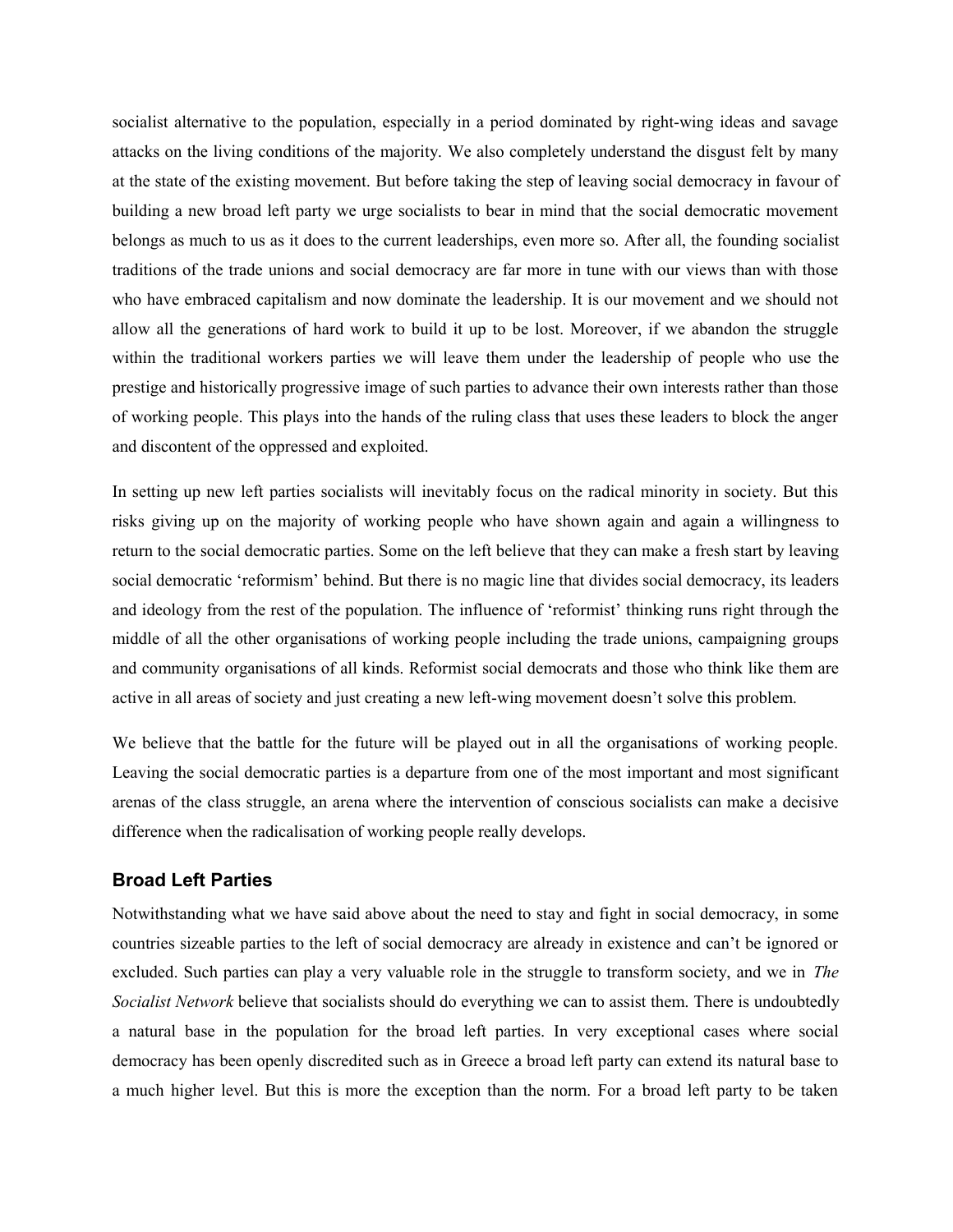socialist alternative to the population, especially in a period dominated by right-wing ideas and savage attacks on the living conditions of the majority. We also completely understand the disgust felt by many at the state of the existing movement. But before taking the step of leaving social democracy in favour of building a new broad left party we urge socialists to bear in mind that the social democratic movement belongs as much to us as it does to the current leaderships, even more so. After all, the founding socialist traditions of the trade unions and social democracy are far more in tune with our views than with those who have embraced capitalism and now dominate the leadership. It is our movement and we should not allow all the generations of hard work to build it up to be lost. Moreover, if we abandon the struggle within the traditional workers parties we will leave them under the leadership of people who use the prestige and historically progressive image of such parties to advance their own interests rather than those of working people. This plays into the hands of the ruling class that uses these leaders to block the anger and discontent of the oppressed and exploited.

In setting up new left parties socialists will inevitably focus on the radical minority in society. But this risks giving up on the majority of working people who have shown again and again a willingness to return to the social democratic parties. Some on the left believe that they can make a fresh start by leaving social democratic 'reformism' behind. But there is no magic line that divides social democracy, its leaders and ideology from the rest of the population. The influence of 'reformist' thinking runs right through the middle of all the other organisations of working people including the trade unions, campaigning groups and community organisations of all kinds. Reformist social democrats and those who think like them are active in all areas of society and just creating a new left-wing movement doesn't solve this problem.

We believe that the battle for the future will be played out in all the organisations of working people. Leaving the social democratic parties is a departure from one of the most important and most significant arenas of the class struggle, an arena where the intervention of conscious socialists can make a decisive difference when the radicalisation of working people really develops.

### Broad Left Parties

Notwithstanding what we have said above about the need to stay and fight in social democracy, in some countries sizeable parties to the left of social democracy are already in existence and can't be ignored or excluded. Such parties can play a very valuable role in the struggle to transform society, and we in *The Socialist Network* believe that socialists should do everything we can to assist them. There is undoubtedly a natural base in the population for the broad left parties. In very exceptional cases where social democracy has been openly discredited such as in Greece a broad left party can extend its natural base to a much higher level. But this is more the exception than the norm. For a broad left party to be taken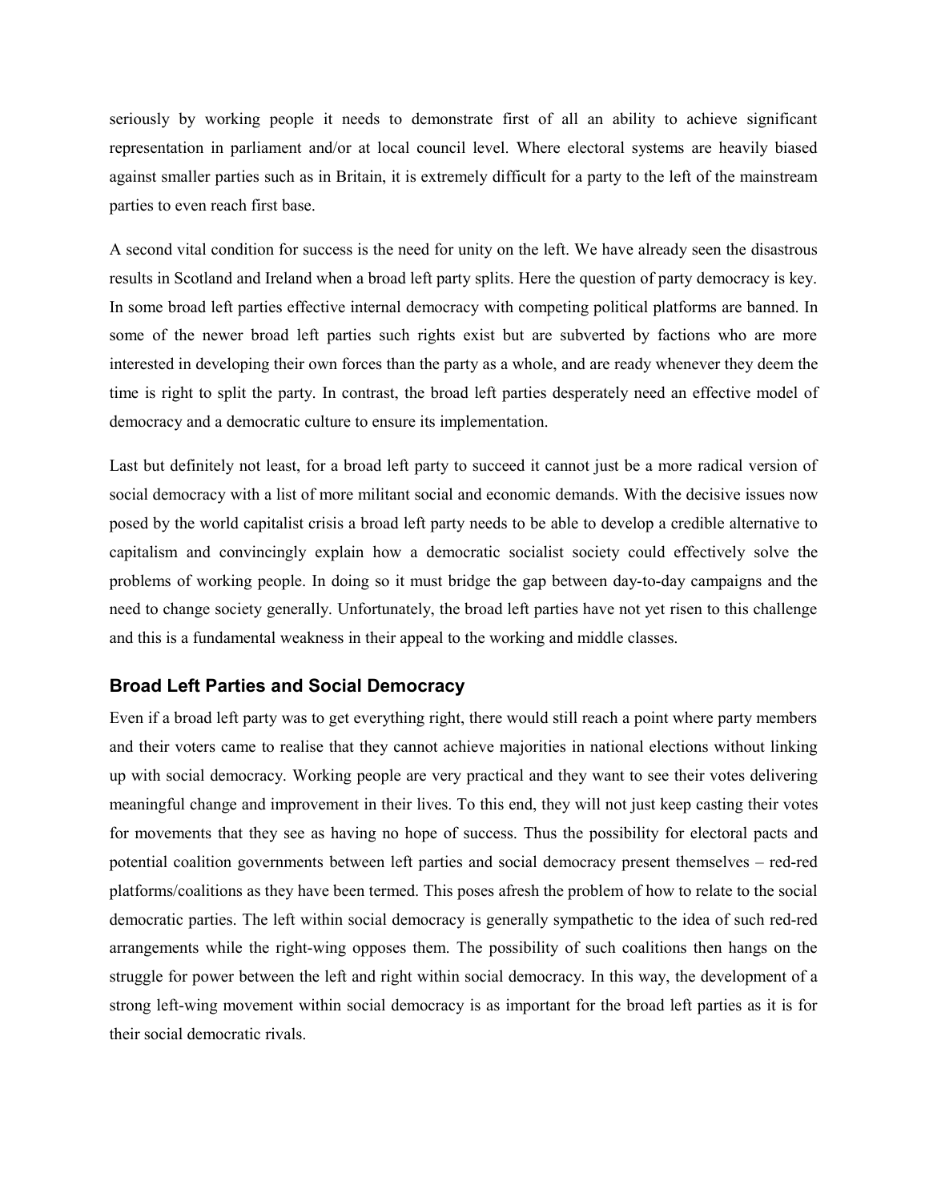seriously by working people it needs to demonstrate first of all an ability to achieve significant representation in parliament and/or at local council level. Where electoral systems are heavily biased against smaller parties such as in Britain, it is extremely difficult for a party to the left of the mainstream parties to even reach first base.

A second vital condition for success is the need for unity on the left. We have already seen the disastrous results in Scotland and Ireland when a broad left party splits. Here the question of party democracy is key. In some broad left parties effective internal democracy with competing political platforms are banned. In some of the newer broad left parties such rights exist but are subverted by factions who are more interested in developing their own forces than the party as a whole, and are ready whenever they deem the time is right to split the party. In contrast, the broad left parties desperately need an effective model of democracy and a democratic culture to ensure its implementation.

Last but definitely not least, for a broad left party to succeed it cannot just be a more radical version of social democracy with a list of more militant social and economic demands. With the decisive issues now posed by the world capitalist crisis a broad left party needs to be able to develop a credible alternative to capitalism and convincingly explain how a democratic socialist society could effectively solve the problems of working people. In doing so it must bridge the gap between day-to-day campaigns and the need to change society generally. Unfortunately, the broad left parties have not yet risen to this challenge and this is a fundamental weakness in their appeal to the working and middle classes.

## Broad Left Parties and Social Democracy

Even if a broad left party was to get everything right, there would still reach a point where party members and their voters came to realise that they cannot achieve majorities in national elections without linking up with social democracy. Working people are very practical and they want to see their votes delivering meaningful change and improvement in their lives. To this end, they will not just keep casting their votes for movements that they see as having no hope of success. Thus the possibility for electoral pacts and potential coalition governments between left parties and social democracy present themselves – red-red platforms/coalitions as they have been termed. This poses afresh the problem of how to relate to the social democratic parties. The left within social democracy is generally sympathetic to the idea of such red-red arrangements while the right-wing opposes them. The possibility of such coalitions then hangs on the struggle for power between the left and right within social democracy. In this way, the development of a strong left-wing movement within social democracy is as important for the broad left parties as it is for their social democratic rivals.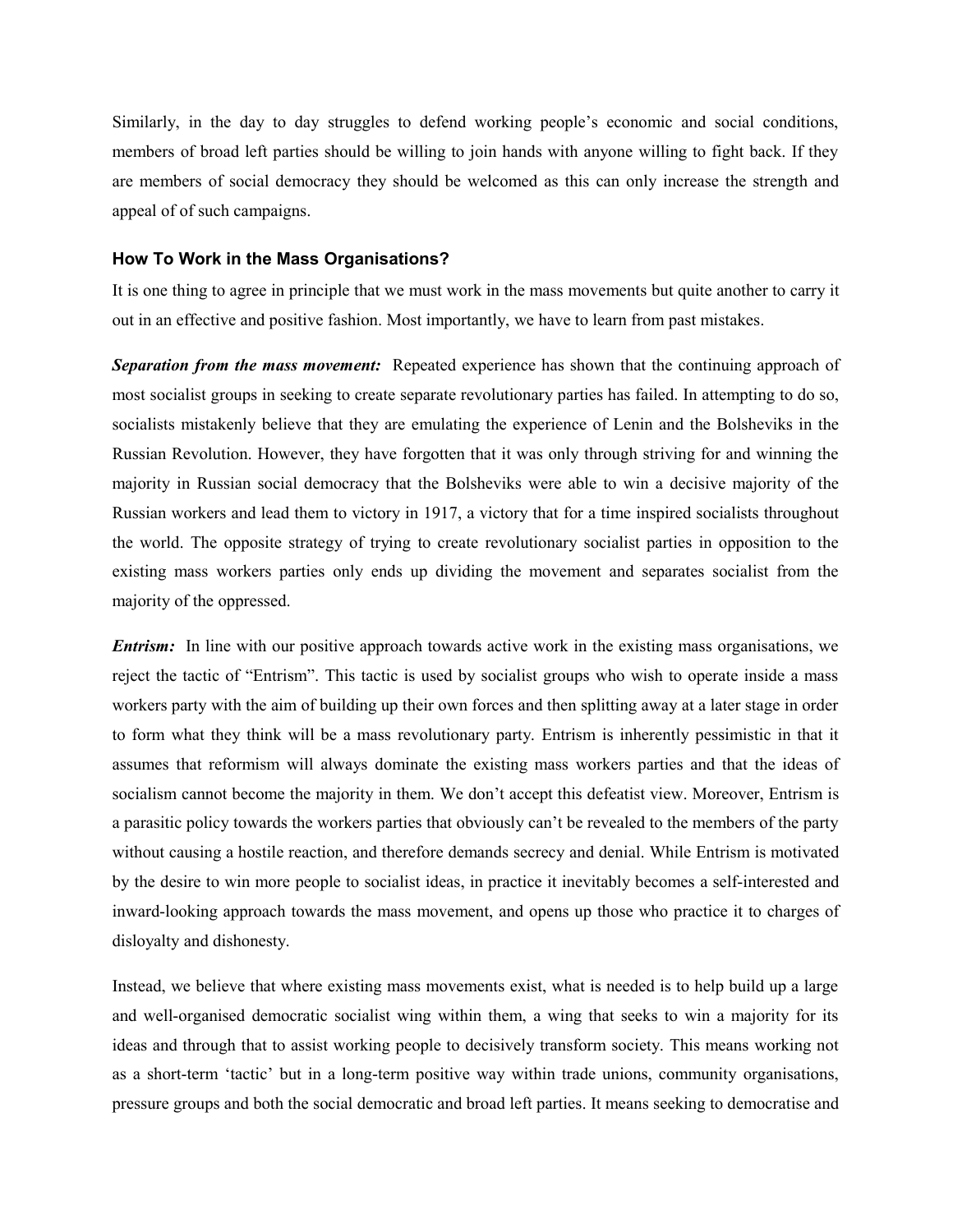Similarly, in the day to day struggles to defend working people's economic and social conditions, members of broad left parties should be willing to join hands with anyone willing to fight back. If they are members of social democracy they should be welcomed as this can only increase the strength and appeal of of such campaigns.

### How To Work in the Mass Organisations?

It is one thing to agree in principle that we must work in the mass movements but quite another to carry it out in an effective and positive fashion. Most importantly, we have to learn from past mistakes.

***Separation from the mass movement:*** Repeated experience has shown that the continuing approach of most socialist groups in seeking to create separate revolutionary parties has failed. In attempting to do so, socialists mistakenly believe that they are emulating the experience of Lenin and the Bolsheviks in the Russian Revolution. However, they have forgotten that it was only through striving for and winning the majority in Russian social democracy that the Bolsheviks were able to win a decisive majority of the Russian workers and lead them to victory in 1917, a victory that for a time inspired socialists throughout the world. The opposite strategy of trying to create revolutionary socialist parties in opposition to the existing mass workers parties only ends up dividing the movement and separates socialist from the majority of the oppressed.

***Entrism:*** In line with our positive approach towards active work in the existing mass organisations, we reject the tactic of "Entrism". This tactic is used by socialist groups who wish to operate inside a mass workers party with the aim of building up their own forces and then splitting away at a later stage in order to form what they think will be a mass revolutionary party. Entrism is inherently pessimistic in that it assumes that reformism will always dominate the existing mass workers parties and that the ideas of socialism cannot become the majority in them. We don't accept this defeatist view. Moreover, Entrism is a parasitic policy towards the workers parties that obviously can't be revealed to the members of the party without causing a hostile reaction, and therefore demands secrecy and denial. While Entrism is motivated by the desire to win more people to socialist ideas, in practice it inevitably becomes a self-interested and inward-looking approach towards the mass movement, and opens up those who practice it to charges of disloyalty and dishonesty.

Instead, we believe that where existing mass movements exist, what is needed is to help build up a large and well-organised democratic socialist wing within them, a wing that seeks to win a majority for its ideas and through that to assist working people to decisively transform society. This means working not as a short-term 'tactic' but in a long-term positive way within trade unions, community organisations, pressure groups and both the social democratic and broad left parties. It means seeking to democratise and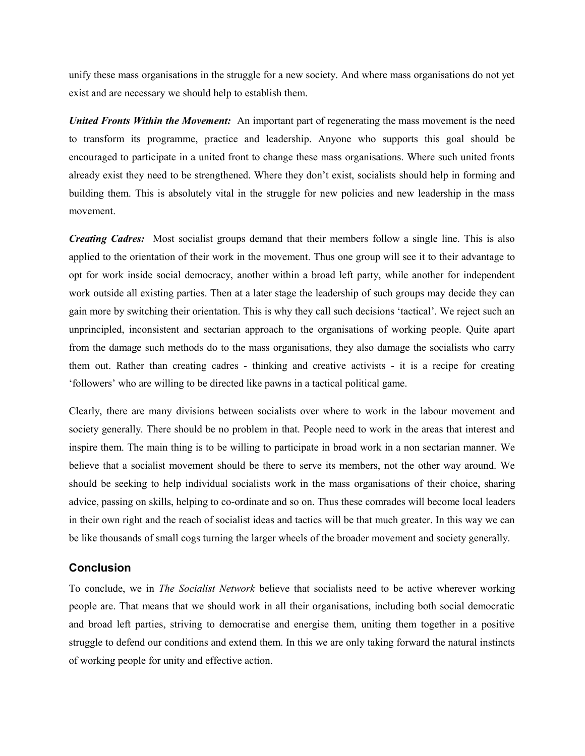unify these mass organisations in the struggle for a new society. And where mass organisations do not yet exist and are necessary we should help to establish them.

***United Fronts Within the Movement:*** An important part of regenerating the mass movement is the need to transform its programme, practice and leadership. Anyone who supports this goal should be encouraged to participate in a united front to change these mass organisations. Where such united fronts already exist they need to be strengthened. Where they don't exist, socialists should help in forming and building them. This is absolutely vital in the struggle for new policies and new leadership in the mass movement.

***Creating Cadres:*** Most socialist groups demand that their members follow a single line. This is also applied to the orientation of their work in the movement. Thus one group will see it to their advantage to opt for work inside social democracy, another within a broad left party, while another for independent work outside all existing parties. Then at a later stage the leadership of such groups may decide they can gain more by switching their orientation. This is why they call such decisions 'tactical'. We reject such an unprincipled, inconsistent and sectarian approach to the organisations of working people. Quite apart from the damage such methods do to the mass organisations, they also damage the socialists who carry them out. Rather than creating cadres - thinking and creative activists - it is a recipe for creating 'followers' who are willing to be directed like pawns in a tactical political game.

Clearly, there are many divisions between socialists over where to work in the labour movement and society generally. There should be no problem in that. People need to work in the areas that interest and inspire them. The main thing is to be willing to participate in broad work in a non sectarian manner. We believe that a socialist movement should be there to serve its members, not the other way around. We should be seeking to help individual socialists work in the mass organisations of their choice, sharing advice, passing on skills, helping to co-ordinate and so on. Thus these comrades will become local leaders in their own right and the reach of socialist ideas and tactics will be that much greater. In this way we can be like thousands of small cogs turning the larger wheels of the broader movement and society generally.

## Conclusion

To conclude, we in *The Socialist Network* believe that socialists need to be active wherever working people are. That means that we should work in all their organisations, including both social democratic and broad left parties, striving to democratise and energise them, uniting them together in a positive struggle to defend our conditions and extend them. In this we are only taking forward the natural instincts of working people for unity and effective action.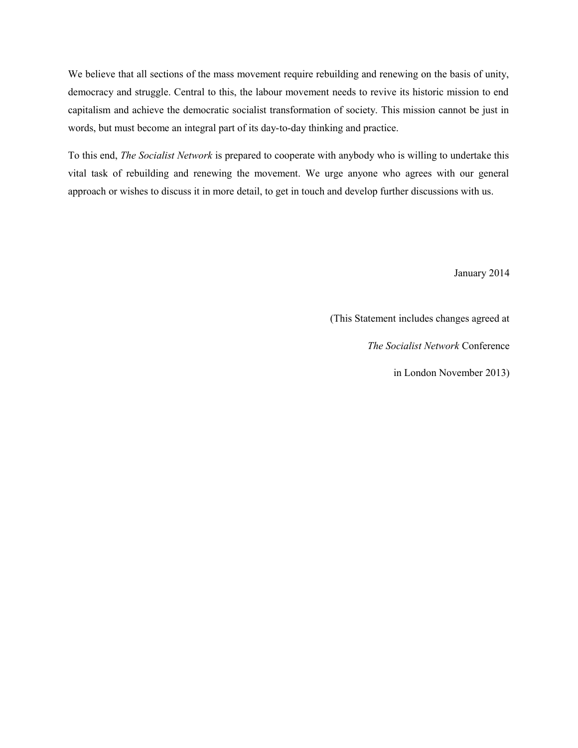We believe that all sections of the mass movement require rebuilding and renewing on the basis of unity, democracy and struggle. Central to this, the labour movement needs to revive its historic mission to end capitalism and achieve the democratic socialist transformation of society. This mission cannot be just in words, but must become an integral part of its day-to-day thinking and practice.

To this end, *The Socialist Network* is prepared to cooperate with anybody who is willing to undertake this vital task of rebuilding and renewing the movement. We urge anyone who agrees with our general approach or wishes to discuss it in more detail, to get in touch and develop further discussions with us.

January 2014

(This Statement includes changes agreed at

*The Socialist Network* Conference

in London November 2013)